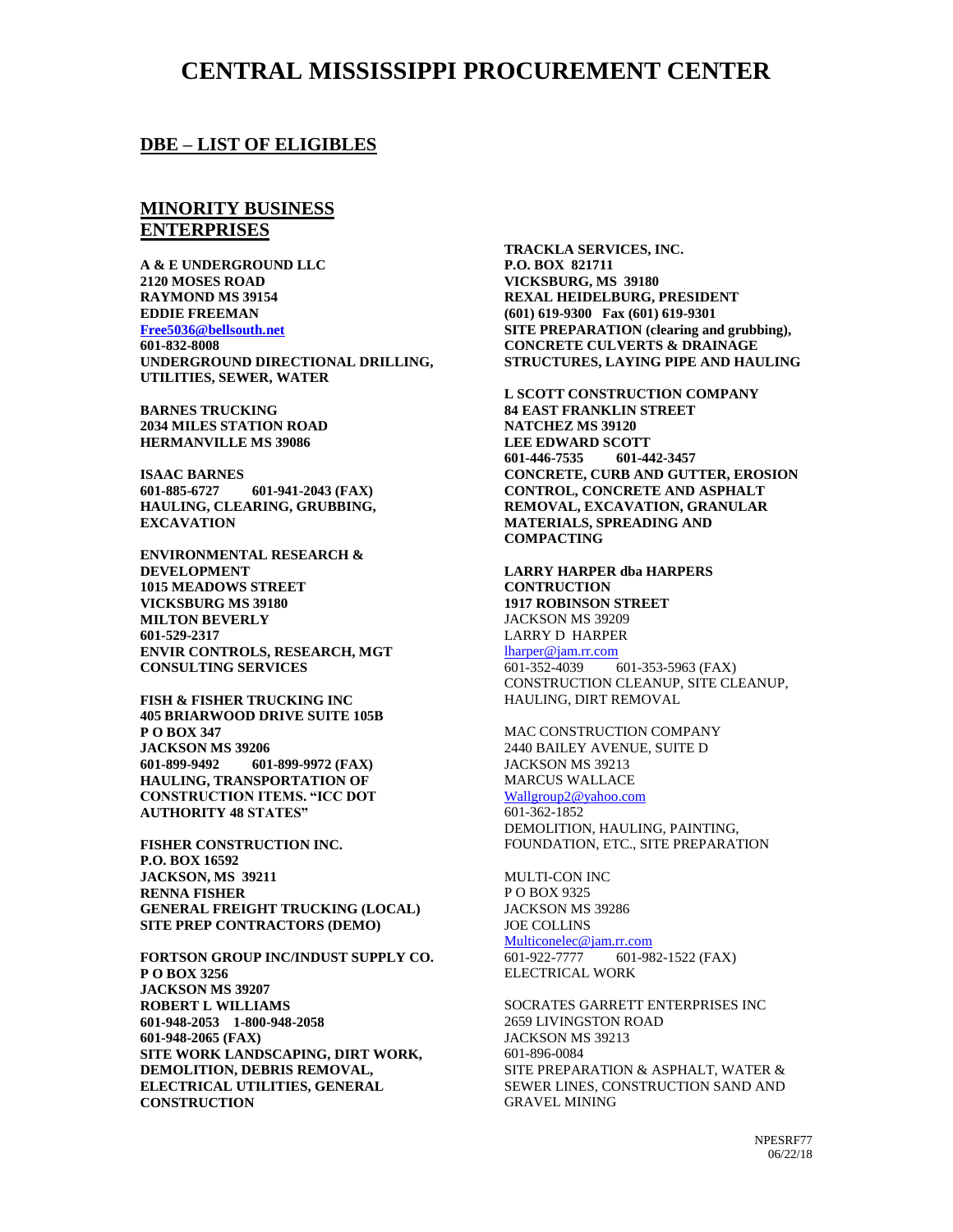# CENTRAL MISSISSIPPI PROCUREMENT CENTER

## DBE – LIST OF ELIGIBLES

## MINORITY BUSINESS ENTERPRISES

**A & E UNDERGROUND LLC**
**2120 MOSES ROAD**
**RAYMOND MS 39154**
**EDDIE FREEMAN**
**Free5036@bellsouth.net**
**601-832-8008**
**UNDERGROUND DIRECTIONAL DRILLING, UTILITIES, SEWER, WATER**

**BARNES TRUCKING**
**2034 MILES STATION ROAD**
**HERMANVILLE MS 39086**

**ISAAC BARNES**
**601-885-6727 601-941-2043 (FAX)**
**HAULING, CLEARING, GRUBBING, EXCAVATION**

**ENVIRONMENTAL RESEARCH & DEVELOPMENT**
**1015 MEADOWS STREET**
**VICKSBURG MS 39180**
**MILTON BEVERLY**
**601-529-2317**
**ENVIR CONTROLS, RESEARCH, MGT CONSULTING SERVICES**

**FISH & FISHER TRUCKING INC**
**405 BRIARWOOD DRIVE SUITE 105B**
**P O BOX 347**
**JACKSON MS 39206**
**601-899-9492 601-899-9972 (FAX)**
**HAULING, TRANSPORTATION OF CONSTRUCTION ITEMS. "ICC DOT AUTHORITY 48 STATES"**

**FISHER CONSTRUCTION INC.**
**P.O. BOX 16592**
**JACKSON, MS 39211**
**RENNA FISHER**
**GENERAL FREIGHT TRUCKING (LOCAL)**
**SITE PREP CONTRACTORS (DEMO)**

**FORTSON GROUP INC/INDUST SUPPLY CO.**
**P O BOX 3256**
**JACKSON MS 39207**
**ROBERT L WILLIAMS**
**601-948-2053 1-800-948-2058**
**601-948-2065 (FAX)**
**SITE WORK LANDSCAPING, DIRT WORK, DEMOLITION, DEBRIS REMOVAL, ELECTRICAL UTILITIES, GENERAL CONSTRUCTION**

**TRACKLA SERVICES, INC.**
**P.O. BOX 821711**
**VICKSBURG, MS 39180**
**REXAL HEIDELBURG, PRESIDENT**
**(601) 619-9300 Fax (601) 619-9301**
**SITE PREPARATION (clearing and grubbing), CONCRETE CULVERTS & DRAINAGE STRUCTURES, LAYING PIPE AND HAULING**

**L SCOTT CONSTRUCTION COMPANY**
**84 EAST FRANKLIN STREET**
**NATCHEZ MS 39120**
**LEE EDWARD SCOTT**
**601-446-7535 601-442-3457**
**CONCRETE, CURB AND GUTTER, EROSION CONTROL, CONCRETE AND ASPHALT REMOVAL, EXCAVATION, GRANULAR MATERIALS, SPREADING AND COMPACTING**

**LARRY HARPER dba HARPERS CONTRUCTION**
**1917 ROBINSON STREET**
JACKSON MS 39209
LARRY D HARPER
lharper@jam.rr.com
601-352-4039 601-353-5963 (FAX)
CONSTRUCTION CLEANUP, SITE CLEANUP, HAULING, DIRT REMOVAL

MAC CONSTRUCTION COMPANY
2440 BAILEY AVENUE, SUITE D
JACKSON MS 39213
MARCUS WALLACE
Wallgroup2@yahoo.com
601-362-1852
DEMOLITION, HAULING, PAINTING, FOUNDATION, ETC., SITE PREPARATION

MULTI-CON INC
P O BOX 9325
JACKSON MS 39286
JOE COLLINS
Multiconelec@jam.rr.com
601-922-7777 601-982-1522 (FAX)
ELECTRICAL WORK

SOCRATES GARRETT ENTERPRISES INC
2659 LIVINGSTON ROAD
JACKSON MS 39213
601-896-0084
SITE PREPARATION & ASPHALT, WATER & SEWER LINES, CONSTRUCTION SAND AND GRAVEL MINING

NPESRF77
06/22/18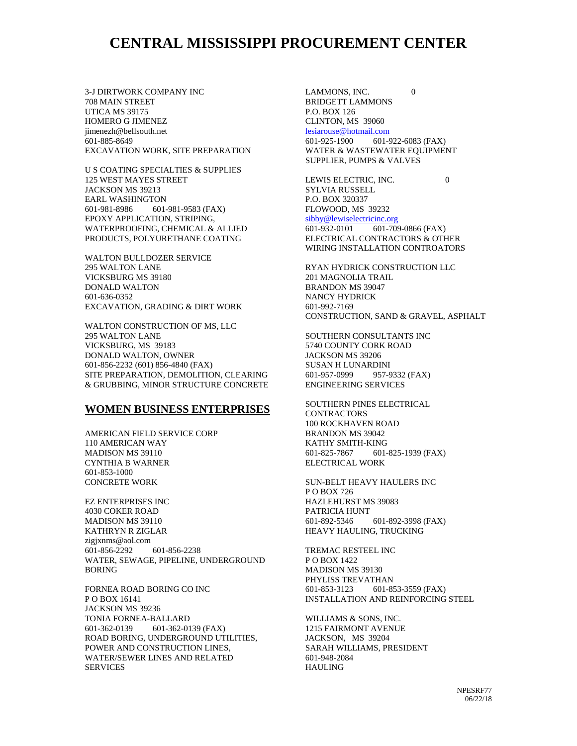# CENTRAL MISSISSIPPI PROCUREMENT CENTER

3-J DIRTWORK COMPANY INC
708 MAIN STREET
UTICA MS 39175
HOMERO G JIMENEZ
jimenezh@bellsouth.net
601-885-8649
EXCAVATION WORK, SITE PREPARATION

U S COATING SPECIALTIES & SUPPLIES
125 WEST MAYES STREET
JACKSON MS 39213
EARL WASHINGTON
601-981-8986 601-981-9583 (FAX)
EPOXY APPLICATION, STRIPING, WATERPROOFING, CHEMICAL & ALLIED PRODUCTS, POLYURETHANE COATING

WALTON BULLDOZER SERVICE
295 WALTON LANE
VICKSBURG MS 39180
DONALD WALTON
601-636-0352
EXCAVATION, GRADING & DIRT WORK

WALTON CONSTRUCTION OF MS, LLC
295 WALTON LANE
VICKSBURG, MS 39183
DONALD WALTON, OWNER
601-856-2232 (601) 856-4840 (FAX)
SITE PREPARATION, DEMOLITION, CLEARING & GRUBBING, MINOR STRUCTURE CONCRETE

## WOMEN BUSINESS ENTERPRISES

AMERICAN FIELD SERVICE CORP
110 AMERICAN WAY
MADISON MS 39110
CYNTHIA B WARNER
601-853-1000
CONCRETE WORK

EZ ENTERPRISES INC
4030 COKER ROAD
MADISON MS 39110
KATHRYN R ZIGLAR
zigjxnms@aol.com
601-856-2292 601-856-2238
WATER, SEWAGE, PIPELINE, UNDERGROUND BORING

FORNEA ROAD BORING CO INC
P O BOX 16141
JACKSON MS 39236
TONIA FORNEA-BALLARD
601-362-0139 601-362-0139 (FAX)
ROAD BORING, UNDERGROUND UTILITIES, POWER AND CONSTRUCTION LINES, WATER/SEWER LINES AND RELATED SERVICES

LAMMONS, INC. 0
BRIDGETT LAMMONS
P.O. BOX 126
CLINTON, MS 39060
lesiarouse@hotmail.com
601-925-1900 601-922-6083 (FAX)
WATER & WASTEWATER EQUIPMENT SUPPLIER, PUMPS & VALVES

LEWIS ELECTRIC, INC. 0
SYLVIA RUSSELL
P.O. BOX 320337
FLOWOOD, MS 39232
sibby@lewiselectricinc.org
601-932-0101 601-709-0866 (FAX)
ELECTRICAL CONTRACTORS & OTHER WIRING INSTALLATION CONTROATORS

RYAN HYDRICK CONSTRUCTION LLC
201 MAGNOLIA TRAIL
BRANDON MS 39047
NANCY HYDRICK
601-992-7169
CONSTRUCTION, SAND & GRAVEL, ASPHALT

SOUTHERN CONSULTANTS INC
5740 COUNTY CORK ROAD
JACKSON MS 39206
SUSAN H LUNARDINI
601-957-0999 957-9332 (FAX)
ENGINEERING SERVICES

SOUTHERN PINES ELECTRICAL CONTRACTORS
100 ROCKHAVEN ROAD
BRANDON MS 39042
KATHY SMITH-KING
601-825-7867 601-825-1939 (FAX)
ELECTRICAL WORK

SUN-BELT HEAVY HAULERS INC
P O BOX 726
HAZLEHURST MS 39083
PATRICIA HUNT
601-892-5346 601-892-3998 (FAX)
HEAVY HAULING, TRUCKING

TREMAC RESTEEL INC
P O BOX 1422
MADISON MS 39130
PHYLISS TREVATHAN
601-853-3123 601-853-3559 (FAX)
INSTALLATION AND REINFORCING STEEL

WILLIAMS & SONS, INC.
1215 FAIRMONT AVENUE
JACKSON, MS 39204
SARAH WILLIAMS, PRESIDENT
601-948-2084
HAULING

NPESRF77
06/22/18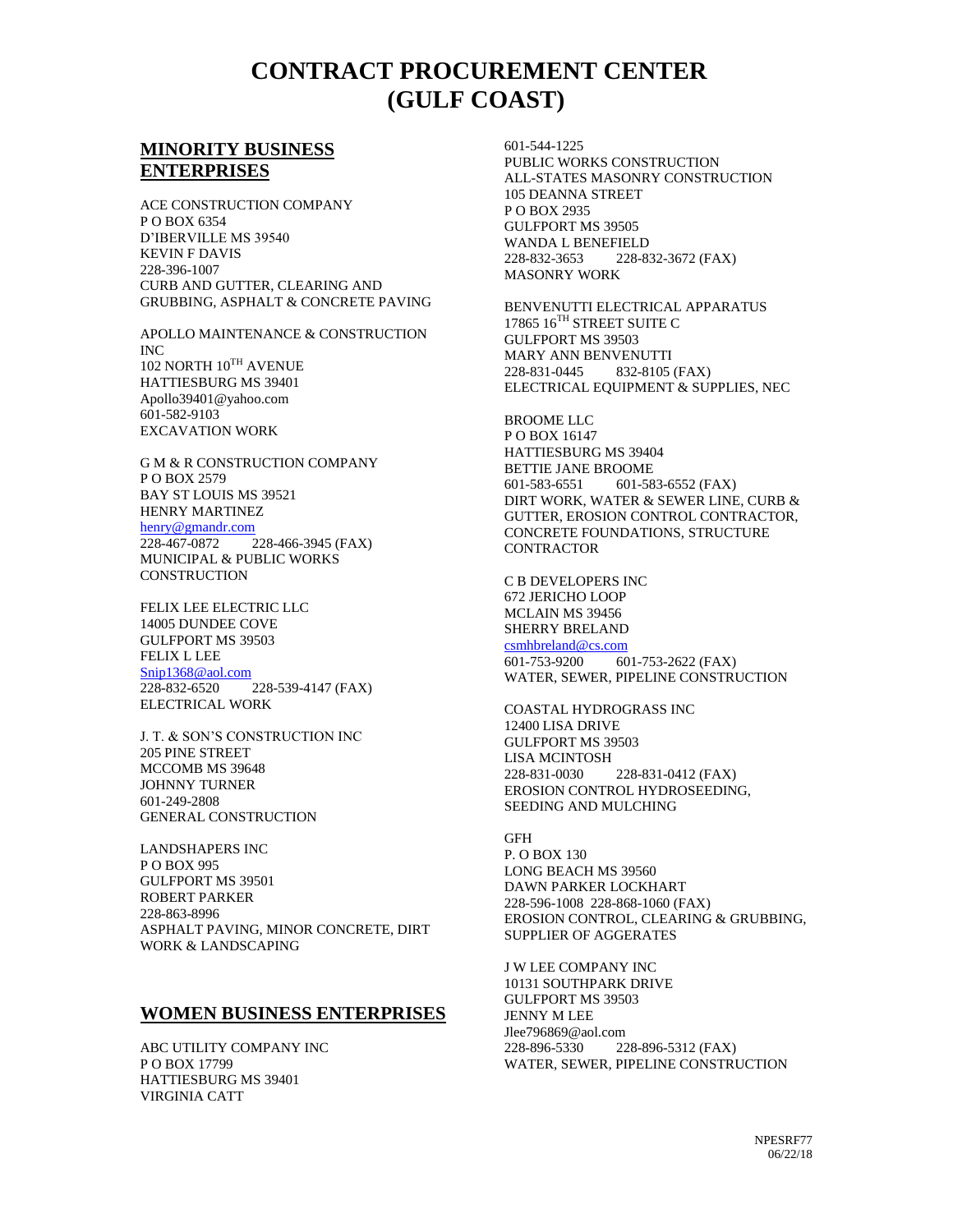# CONTRACT PROCUREMENT CENTER (GULF COAST)

## MINORITY BUSINESS ENTERPRISES

ACE CONSTRUCTION COMPANY
P O BOX 6354
D'IBERVILLE MS 39540
KEVIN F DAVIS
228-396-1007
CURB AND GUTTER, CLEARING AND GRUBBING, ASPHALT & CONCRETE PAVING

APOLLO MAINTENANCE & CONSTRUCTION INC
102 NORTH 10TH AVENUE
HATTIESBURG MS 39401
Apollo39401@yahoo.com
601-582-9103
EXCAVATION WORK

G M & R CONSTRUCTION COMPANY
P O BOX 2579
BAY ST LOUIS MS 39521
HENRY MARTINEZ
henry@gmandr.com
228-467-0872 228-466-3945 (FAX)
MUNICIPAL & PUBLIC WORKS CONSTRUCTION

FELIX LEE ELECTRIC LLC
14005 DUNDEE COVE
GULFPORT MS 39503
FELIX L LEE
Snip1368@aol.com
228-832-6520 228-539-4147 (FAX)
ELECTRICAL WORK

J. T. & SON'S CONSTRUCTION INC
205 PINE STREET
MCCOMB MS 39648
JOHNNY TURNER
601-249-2808
GENERAL CONSTRUCTION

LANDSHAPERS INC
P O BOX 995
GULFPORT MS 39501
ROBERT PARKER
228-863-8996
ASPHALT PAVING, MINOR CONCRETE, DIRT WORK & LANDSCAPING

## WOMEN BUSINESS ENTERPRISES

ABC UTILITY COMPANY INC
P O BOX 17799
HATTIESBURG MS 39401
VIRGINIA CATT
601-544-1225
PUBLIC WORKS CONSTRUCTION

ALL-STATES MASONRY CONSTRUCTION
105 DEANNA STREET
P O BOX 2935
GULFPORT MS 39505
WANDA L BENEFIELD
228-832-3653 228-832-3672 (FAX)
MASONRY WORK

BENVENUTTI ELECTRICAL APPARATUS
17865 16TH STREET SUITE C
GULFPORT MS 39503
MARY ANN BENVENUTTI
228-831-0445 832-8105 (FAX)
ELECTRICAL EQUIPMENT & SUPPLIES, NEC

BROOME LLC
P O BOX 16147
HATTIESBURG MS 39404
BETTIE JANE BROOME
601-583-6551 601-583-6552 (FAX)
DIRT WORK, WATER & SEWER LINE, CURB & GUTTER, EROSION CONTROL CONTRACTOR, CONCRETE FOUNDATIONS, STRUCTURE CONTRACTOR

C B DEVELOPERS INC
672 JERICHO LOOP
MCLAIN MS 39456
SHERRY BRELAND
csmhbreland@cs.com
601-753-9200 601-753-2622 (FAX)
WATER, SEWER, PIPELINE CONSTRUCTION

COASTAL HYDROGRASS INC
12400 LISA DRIVE
GULFPORT MS 39503
LISA MCINTOSH
228-831-0030 228-831-0412 (FAX)
EROSION CONTROL HYDROSEEDING, SEEDING AND MULCHING

GFH
P. O BOX 130
LONG BEACH MS 39560
DAWN PARKER LOCKHART
228-596-1008 228-868-1060 (FAX)
EROSION CONTROL, CLEARING & GRUBBING, SUPPLIER OF AGGERATES

J W LEE COMPANY INC
10131 SOUTHPARK DRIVE
GULFPORT MS 39503
JENNY M LEE
Jlee796869@aol.com
228-896-5330 228-896-5312 (FAX)
WATER, SEWER, PIPELINE CONSTRUCTION

NPESRF77
06/22/18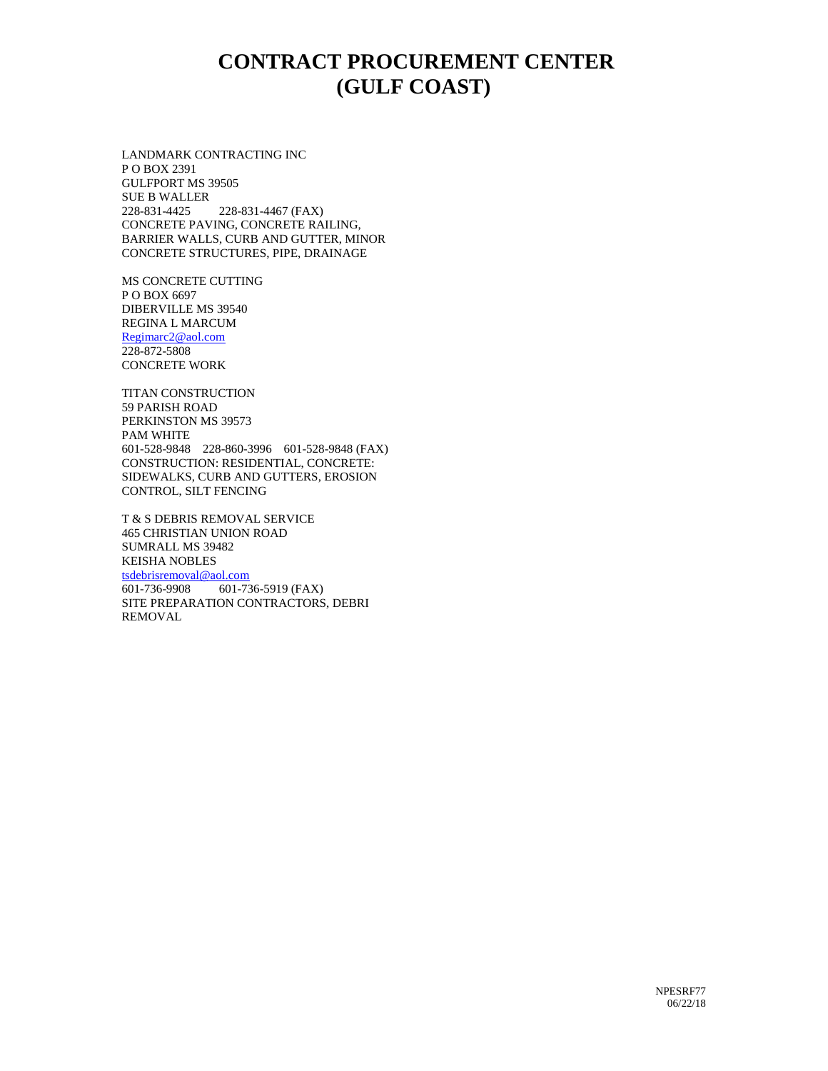# CONTRACT PROCUREMENT CENTER (GULF COAST)

LANDMARK CONTRACTING INC
P O BOX 2391
GULFPORT MS 39505
SUE B WALLER
228-831-4425 228-831-4467 (FAX)
CONCRETE PAVING, CONCRETE RAILING, BARRIER WALLS, CURB AND GUTTER, MINOR CONCRETE STRUCTURES, PIPE, DRAINAGE

MS CONCRETE CUTTING
P O BOX 6697
DIBERVILLE MS 39540
REGINA L MARCUM
Regimarc2@aol.com
228-872-5808
CONCRETE WORK

TITAN CONSTRUCTION
59 PARISH ROAD
PERKINSTON MS 39573
PAM WHITE
601-528-9848 228-860-3996 601-528-9848 (FAX)
CONSTRUCTION: RESIDENTIAL, CONCRETE: SIDEWALKS, CURB AND GUTTERS, EROSION CONTROL, SILT FENCING

T & S DEBRIS REMOVAL SERVICE
465 CHRISTIAN UNION ROAD
SUMRALL MS 39482
KEISHA NOBLES
tsdebrisremoval@aol.com
601-736-9908 601-736-5919 (FAX)
SITE PREPARATION CONTRACTORS, DEBRI REMOVAL

NPESRF77
06/22/18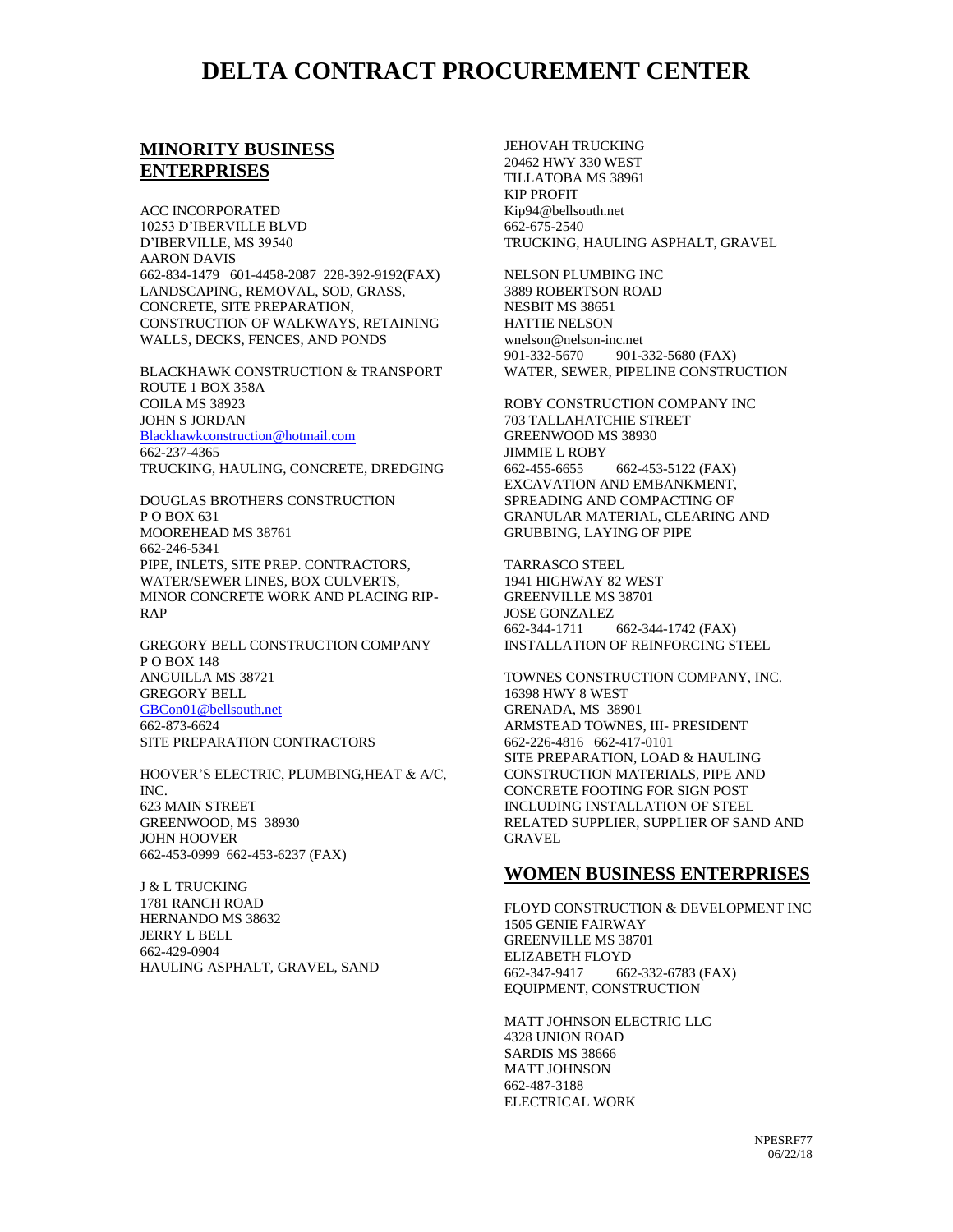# DELTA CONTRACT PROCUREMENT CENTER

## MINORITY BUSINESS ENTERPRISES

ACC INCORPORATED
10253 D'IBERVILLE BLVD
D'IBERVILLE, MS 39540
AARON DAVIS
662-834-1479 601-4458-2087 228-392-9192(FAX)
LANDSCAPING, REMOVAL, SOD, GRASS, CONCRETE, SITE PREPARATION, CONSTRUCTION OF WALKWAYS, RETAINING WALLS, DECKS, FENCES, AND PONDS

BLACKHAWK CONSTRUCTION & TRANSPORT
ROUTE 1 BOX 358A
COILA MS 38923
JOHN S JORDAN
Blackhawkconstruction@hotmail.com
662-237-4365
TRUCKING, HAULING, CONCRETE, DREDGING

DOUGLAS BROTHERS CONSTRUCTION
P O BOX 631
MOOREHEAD MS 38761
662-246-5341
PIPE, INLETS, SITE PREP. CONTRACTORS, WATER/SEWER LINES, BOX CULVERTS, MINOR CONCRETE WORK AND PLACING RIP-RAP

GREGORY BELL CONSTRUCTION COMPANY
P O BOX 148
ANGUILLA MS 38721
GREGORY BELL
GBCon01@bellsouth.net
662-873-6624
SITE PREPARATION CONTRACTORS

HOOVER'S ELECTRIC, PLUMBING,HEAT & A/C, INC.
623 MAIN STREET
GREENWOOD, MS 38930
JOHN HOOVER
662-453-0999 662-453-6237 (FAX)

J & L TRUCKING
1781 RANCH ROAD
HERNANDO MS 38632
JERRY L BELL
662-429-0904
HAULING ASPHALT, GRAVEL, SAND

JEHOVAH TRUCKING
20462 HWY 330 WEST
TILLATOBA MS 38961
KIP PROFIT
Kip94@bellsouth.net
662-675-2540
TRUCKING, HAULING ASPHALT, GRAVEL

NELSON PLUMBING INC
3889 ROBERTSON ROAD
NESBIT MS 38651
HATTIE NELSON
wnelson@nelson-inc.net
901-332-5670 901-332-5680 (FAX)
WATER, SEWER, PIPELINE CONSTRUCTION

ROBY CONSTRUCTION COMPANY INC
703 TALLAHATCHIE STREET
GREENWOOD MS 38930
JIMMIE L ROBY
662-455-6655 662-453-5122 (FAX)
EXCAVATION AND EMBANKMENT, SPREADING AND COMPACTING OF GRANULAR MATERIAL, CLEARING AND GRUBBING, LAYING OF PIPE

TARRASCO STEEL
1941 HIGHWAY 82 WEST
GREENVILLE MS 38701
JOSE GONZALEZ
662-344-1711 662-344-1742 (FAX)
INSTALLATION OF REINFORCING STEEL

TOWNES CONSTRUCTION COMPANY, INC.
16398 HWY 8 WEST
GRENADA, MS 38901
ARMSTEAD TOWNES, III- PRESIDENT
662-226-4816 662-417-0101
SITE PREPARATION, LOAD & HAULING CONSTRUCTION MATERIALS, PIPE AND CONCRETE FOOTING FOR SIGN POST INCLUDING INSTALLATION OF STEEL RELATED SUPPLIER, SUPPLIER OF SAND AND GRAVEL

## WOMEN BUSINESS ENTERPRISES

FLOYD CONSTRUCTION & DEVELOPMENT INC
1505 GENIE FAIRWAY
GREENVILLE MS 38701
ELIZABETH FLOYD
662-347-9417 662-332-6783 (FAX)
EQUIPMENT, CONSTRUCTION

MATT JOHNSON ELECTRIC LLC
4328 UNION ROAD
SARDIS MS 38666
MATT JOHNSON
662-487-3188
ELECTRICAL WORK

NPESRF77
06/22/18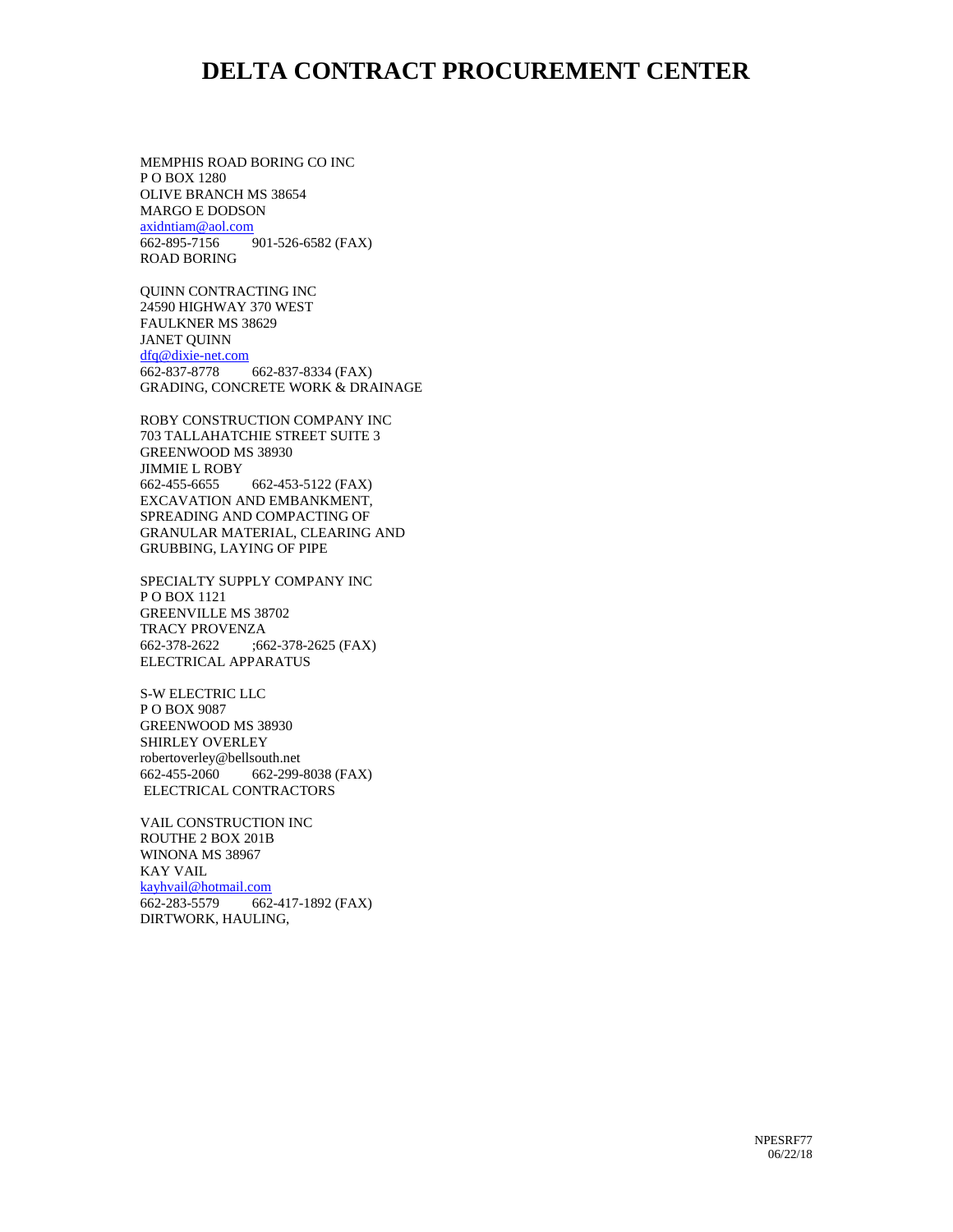# DELTA CONTRACT PROCUREMENT CENTER

MEMPHIS ROAD BORING CO INC
P O BOX 1280
OLIVE BRANCH MS 38654
MARGO E DODSON
axidntiam@aol.com
662-895-7156 901-526-6582 (FAX)
ROAD BORING

QUINN CONTRACTING INC
24590 HIGHWAY 370 WEST
FAULKNER MS 38629
JANET QUINN
dfq@dixie-net.com
662-837-8778 662-837-8334 (FAX)
GRADING, CONCRETE WORK & DRAINAGE

ROBY CONSTRUCTION COMPANY INC
703 TALLAHATCHIE STREET SUITE 3
GREENWOOD MS 38930
JIMMIE L ROBY
662-455-6655 662-453-5122 (FAX)
EXCAVATION AND EMBANKMENT, SPREADING AND COMPACTING OF GRANULAR MATERIAL, CLEARING AND GRUBBING, LAYING OF PIPE

SPECIALTY SUPPLY COMPANY INC
P O BOX 1121
GREENVILLE MS 38702
TRACY PROVENZA
662-378-2622 ;662-378-2625 (FAX)
ELECTRICAL APPARATUS

S-W ELECTRIC LLC
P O BOX 9087
GREENWOOD MS 38930
SHIRLEY OVERLEY
robertoverley@bellsouth.net
662-455-2060 662-299-8038 (FAX)
ELECTRICAL CONTRACTORS

VAIL CONSTRUCTION INC
ROUTHE 2 BOX 201B
WINONA MS 38967
KAY VAIL
kayhvail@hotmail.com
662-283-5579 662-417-1892 (FAX)
DIRTWORK, HAULING,

NPESRF77
06/22/18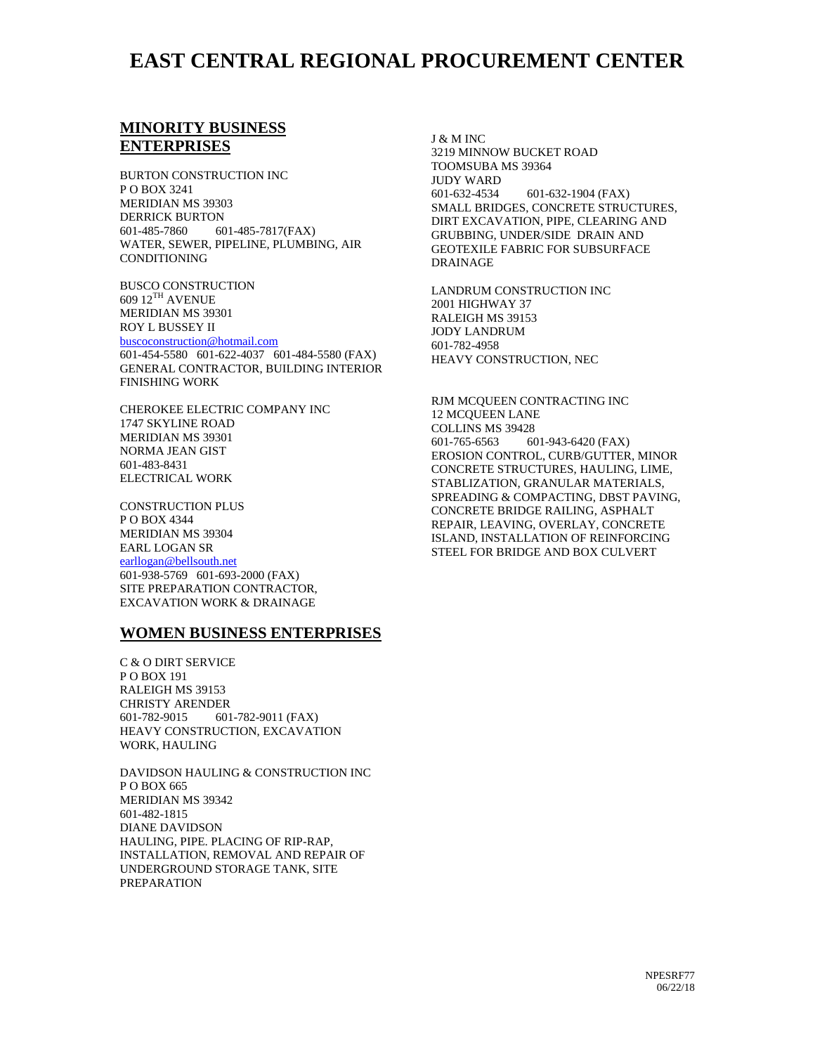# EAST CENTRAL REGIONAL PROCUREMENT CENTER

## MINORITY BUSINESS ENTERPRISES

BURTON CONSTRUCTION INC
P O BOX 3241
MERIDIAN MS 39303
DERRICK BURTON
601-485-7860 601-485-7817(FAX)
WATER, SEWER, PIPELINE, PLUMBING, AIR CONDITIONING

BUSCO CONSTRUCTION
609 12TH AVENUE
MERIDIAN MS 39301
ROY L BUSSEY II
buscoconstruction@hotmail.com
601-454-5580 601-622-4037 601-484-5580 (FAX)
GENERAL CONTRACTOR, BUILDING INTERIOR FINISHING WORK

CHEROKEE ELECTRIC COMPANY INC
1747 SKYLINE ROAD
MERIDIAN MS 39301
NORMA JEAN GIST
601-483-8431
ELECTRICAL WORK

CONSTRUCTION PLUS
P O BOX 4344
MERIDIAN MS 39304
EARL LOGAN SR
earllogan@bellsouth.net
601-938-5769 601-693-2000 (FAX)
SITE PREPARATION CONTRACTOR, EXCAVATION WORK & DRAINAGE

J & M INC
3219 MINNOW BUCKET ROAD
TOOMSUBA MS 39364
JUDY WARD
601-632-4534 601-632-1904 (FAX)
SMALL BRIDGES, CONCRETE STRUCTURES, DIRT EXCAVATION, PIPE, CLEARING AND GRUBBING, UNDER/SIDE DRAIN AND GEOTEXILE FABRIC FOR SUBSURFACE DRAINAGE

LANDRUM CONSTRUCTION INC
2001 HIGHWAY 37
RALEIGH MS 39153
JODY LANDRUM
601-782-4958
HEAVY CONSTRUCTION, NEC

RJM MCQUEEN CONTRACTING INC
12 MCQUEEN LANE
COLLINS MS 39428
601-765-6563 601-943-6420 (FAX)
EROSION CONTROL, CURB/GUTTER, MINOR CONCRETE STRUCTURES, HAULING, LIME, STABLIZATION, GRANULAR MATERIALS, SPREADING & COMPACTING, DBST PAVING, CONCRETE BRIDGE RAILING, ASPHALT REPAIR, LEAVING, OVERLAY, CONCRETE ISLAND, INSTALLATION OF REINFORCING STEEL FOR BRIDGE AND BOX CULVERT

## WOMEN BUSINESS ENTERPRISES

C & O DIRT SERVICE
P O BOX 191
RALEIGH MS 39153
CHRISTY ARENDER
601-782-9015 601-782-9011 (FAX)
HEAVY CONSTRUCTION, EXCAVATION WORK, HAULING

DAVIDSON HAULING & CONSTRUCTION INC
P O BOX 665
MERIDIAN MS 39342
601-482-1815
DIANE DAVIDSON
HAULING, PIPE. PLACING OF RIP-RAP, INSTALLATION, REMOVAL AND REPAIR OF UNDERGROUND STORAGE TANK, SITE PREPARATION

NPESRF77
06/22/18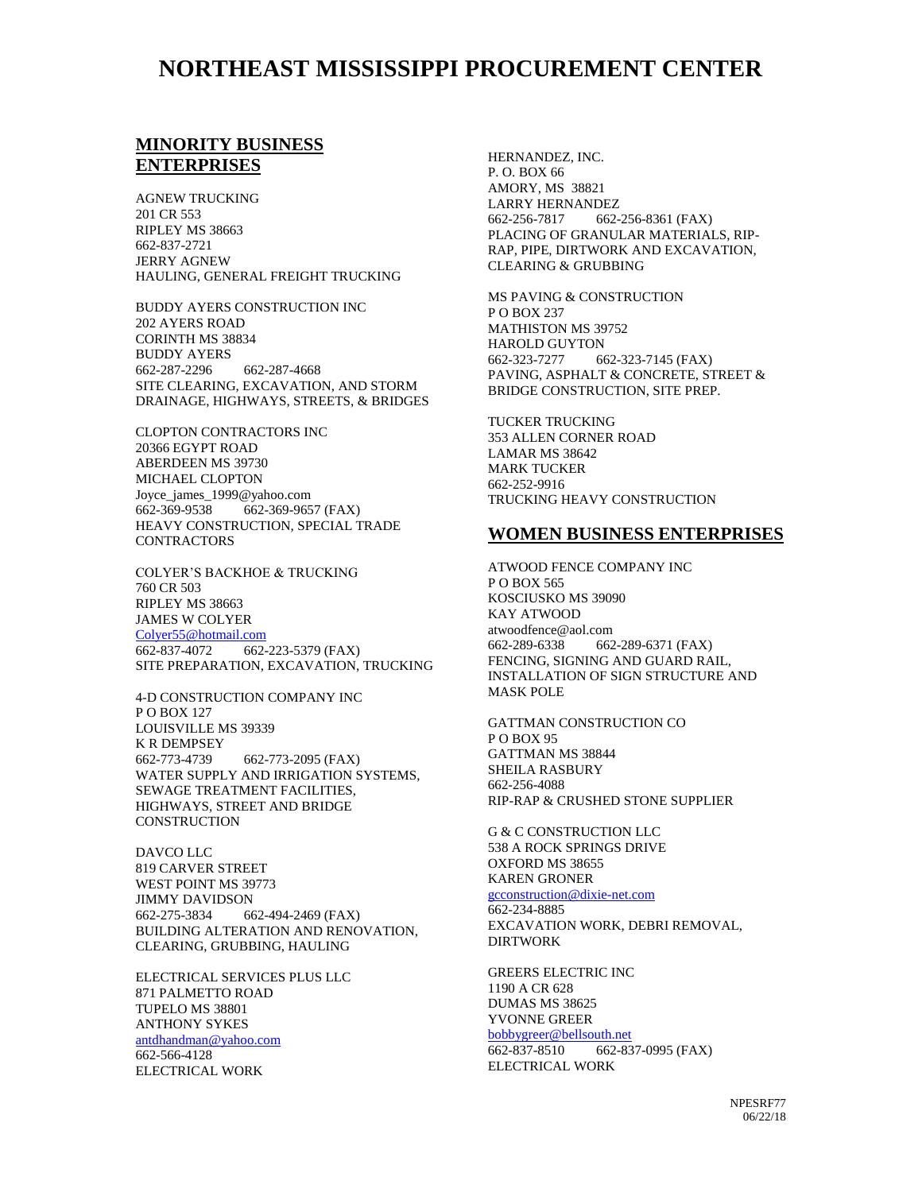# NORTHEAST MISSISSIPPI PROCUREMENT CENTER

## MINORITY BUSINESS ENTERPRISES

AGNEW TRUCKING
201 CR 553
RIPLEY MS 38663
662-837-2721
JERRY AGNEW
HAULING, GENERAL FREIGHT TRUCKING

BUDDY AYERS CONSTRUCTION INC
202 AYERS ROAD
CORINTH MS 38834
BUDDY AYERS
662-287-2296 662-287-4668
SITE CLEARING, EXCAVATION, AND STORM DRAINAGE, HIGHWAYS, STREETS, & BRIDGES

CLOPTON CONTRACTORS INC
20366 EGYPT ROAD
ABERDEEN MS 39730
MICHAEL CLOPTON
Joyce_james_1999@yahoo.com
662-369-9538 662-369-9657 (FAX)
HEAVY CONSTRUCTION, SPECIAL TRADE CONTRACTORS

COLYER'S BACKHOE & TRUCKING
760 CR 503
RIPLEY MS 38663
JAMES W COLYER
Colyer55@hotmail.com
662-837-4072 662-223-5379 (FAX)
SITE PREPARATION, EXCAVATION, TRUCKING

4-D CONSTRUCTION COMPANY INC
P O BOX 127
LOUISVILLE MS 39339
K R DEMPSEY
662-773-4739 662-773-2095 (FAX)
WATER SUPPLY AND IRRIGATION SYSTEMS, SEWAGE TREATMENT FACILITIES, HIGHWAYS, STREET AND BRIDGE CONSTRUCTION

DAVCO LLC
819 CARVER STREET
WEST POINT MS 39773
JIMMY DAVIDSON
662-275-3834 662-494-2469 (FAX)
BUILDING ALTERATION AND RENOVATION, CLEARING, GRUBBING, HAULING

ELECTRICAL SERVICES PLUS LLC
871 PALMETTO ROAD
TUPELO MS 38801
ANTHONY SYKES
antdhandman@yahoo.com
662-566-4128
ELECTRICAL WORK

HERNANDEZ, INC.
P. O. BOX 66
AMORY, MS 38821
LARRY HERNANDEZ
662-256-7817 662-256-8361 (FAX)
PLACING OF GRANULAR MATERIALS, RIP-RAP, PIPE, DIRTWORK AND EXCAVATION, CLEARING & GRUBBING

MS PAVING & CONSTRUCTION
P O BOX 237
MATHISTON MS 39752
HAROLD GUYTON
662-323-7277 662-323-7145 (FAX)
PAVING, ASPHALT & CONCRETE, STREET & BRIDGE CONSTRUCTION, SITE PREP.

TUCKER TRUCKING
353 ALLEN CORNER ROAD
LAMAR MS 38642
MARK TUCKER
662-252-9916
TRUCKING HEAVY CONSTRUCTION

## WOMEN BUSINESS ENTERPRISES

ATWOOD FENCE COMPANY INC
P O BOX 565
KOSCIUSKO MS 39090
KAY ATWOOD
atwoodfence@aol.com
662-289-6338 662-289-6371 (FAX)
FENCING, SIGNING AND GUARD RAIL, INSTALLATION OF SIGN STRUCTURE AND MASK POLE

GATTMAN CONSTRUCTION CO
P O BOX 95
GATTMAN MS 38844
SHEILA RASBURY
662-256-4088
RIP-RAP & CRUSHED STONE SUPPLIER

G & C CONSTRUCTION LLC
538 A ROCK SPRINGS DRIVE
OXFORD MS 38655
KAREN GRONER
gcconstruction@dixie-net.com
662-234-8885
EXCAVATION WORK, DEBRI REMOVAL, DIRTWORK

GREERS ELECTRIC INC
1190 A CR 628
DUMAS MS 38625
YVONNE GREER
bobbygreer@bellsouth.net
662-837-8510 662-837-0995 (FAX)
ELECTRICAL WORK

NPESRF77
06/22/18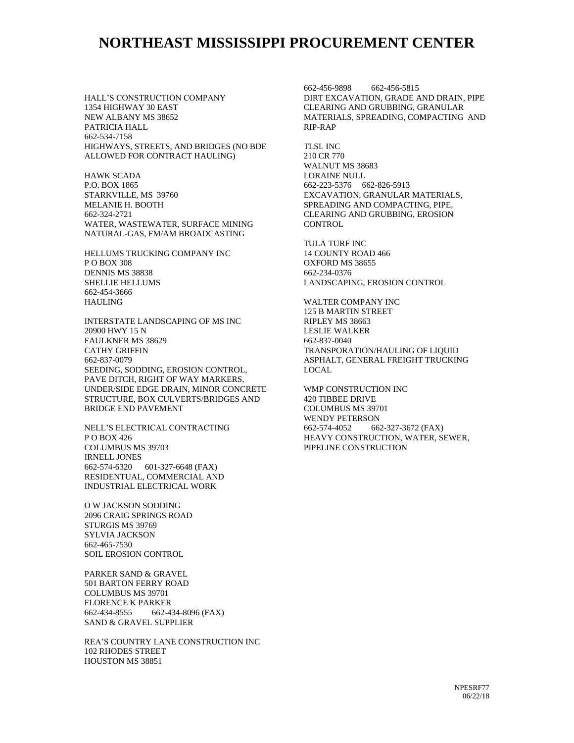# NORTHEAST MISSISSIPPI PROCUREMENT CENTER

HALL'S CONSTRUCTION COMPANY
1354 HIGHWAY 30 EAST
NEW ALBANY MS 38652
PATRICIA HALL
662-534-7158
HIGHWAYS, STREETS, AND BRIDGES (NO BDE ALLOWED FOR CONTRACT HAULING)

HAWK SCADA
P.O. BOX 1865
STARKVILLE, MS 39760
MELANIE H. BOOTH
662-324-2721
WATER, WASTEWATER, SURFACE MINING NATURAL-GAS, FM/AM BROADCASTING

HELLUMS TRUCKING COMPANY INC
P O BOX 308
DENNIS MS 38838
SHELLIE HELLUMS
662-454-3666
HAULING

INTERSTATE LANDSCAPING OF MS INC
20900 HWY 15 N
FAULKNER MS 38629
CATHY GRIFFIN
662-837-0079
SEEDING, SODDING, EROSION CONTROL, PAVE DITCH, RIGHT OF WAY MARKERS, UNDER/SIDE EDGE DRAIN, MINOR CONCRETE STRUCTURE, BOX CULVERTS/BRIDGES AND BRIDGE END PAVEMENT

NELL'S ELECTRICAL CONTRACTING
P O BOX 426
COLUMBUS MS 39703
IRNELL JONES
662-574-6320 601-327-6648 (FAX)
RESIDENTUAL, COMMERCIAL AND INDUSTRIAL ELECTRICAL WORK

O W JACKSON SODDING
2096 CRAIG SPRINGS ROAD
STURGIS MS 39769
SYLVIA JACKSON
662-465-7530
SOIL EROSION CONTROL

PARKER SAND & GRAVEL
501 BARTON FERRY ROAD
COLUMBUS MS 39701
FLORENCE K PARKER
662-434-8555 662-434-8096 (FAX)
SAND & GRAVEL SUPPLIER

REA'S COUNTRY LANE CONSTRUCTION INC
102 RHODES STREET
HOUSTON MS 38851
662-456-9898 662-456-5815
DIRT EXCAVATION, GRADE AND DRAIN, PIPE CLEARING AND GRUBBING, GRANULAR MATERIALS, SPREADING, COMPACTING AND RIP-RAP

TLSL INC
210 CR 770
WALNUT MS 38683
LORAINE NULL
662-223-5376 662-826-5913
EXCAVATION, GRANULAR MATERIALS, SPREADING AND COMPACTING, PIPE, CLEARING AND GRUBBING, EROSION CONTROL

TULA TURF INC
14 COUNTY ROAD 466
OXFORD MS 38655
662-234-0376
LANDSCAPING, EROSION CONTROL

WALTER COMPANY INC
125 B MARTIN STREET
RIPLEY MS 38663
LESLIE WALKER
662-837-0040
TRANSPORATION/HAULING OF LIQUID ASPHALT, GENERAL FREIGHT TRUCKING LOCAL

WMP CONSTRUCTION INC
420 TIBBEE DRIVE
COLUMBUS MS 39701
WENDY PETERSON
662-574-4052 662-327-3672 (FAX)
HEAVY CONSTRUCTION, WATER, SEWER, PIPELINE CONSTRUCTION

NPESRF77
06/22/18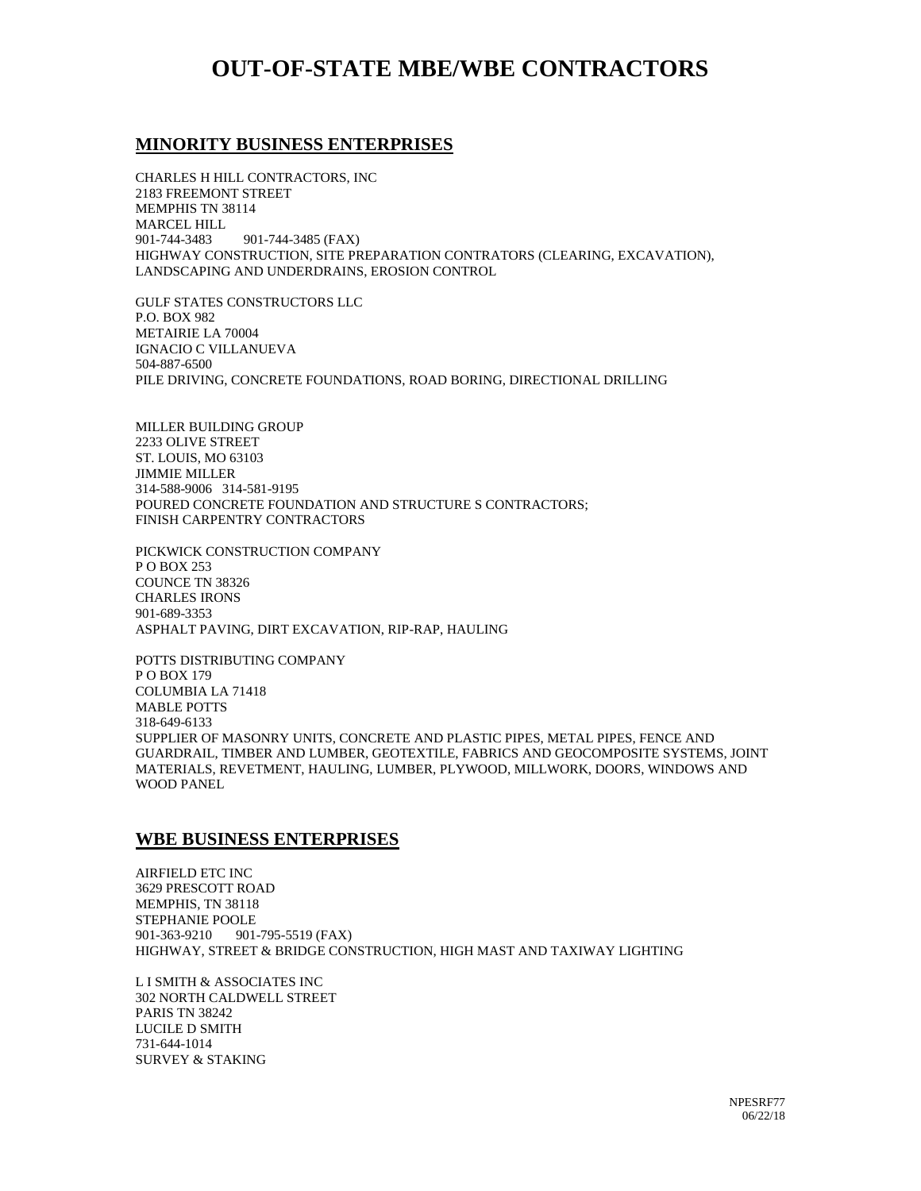# OUT-OF-STATE MBE/WBE CONTRACTORS

## MINORITY BUSINESS ENTERPRISES

CHARLES H HILL CONTRACTORS, INC
2183 FREEMONT STREET
MEMPHIS TN 38114
MARCEL HILL
901-744-3483 901-744-3485 (FAX)
HIGHWAY CONSTRUCTION, SITE PREPARATION CONTRATORS (CLEARING, EXCAVATION), LANDSCAPING AND UNDERDRAINS, EROSION CONTROL

GULF STATES CONSTRUCTORS LLC
P.O. BOX 982
METAIRIE LA 70004
IGNACIO C VILLANUEVA
504-887-6500
PILE DRIVING, CONCRETE FOUNDATIONS, ROAD BORING, DIRECTIONAL DRILLING

MILLER BUILDING GROUP
2233 OLIVE STREET
ST. LOUIS, MO 63103
JIMMIE MILLER
314-588-9006 314-581-9195
POURED CONCRETE FOUNDATION AND STRUCTURE S CONTRACTORS;
FINISH CARPENTRY CONTRACTORS

PICKWICK CONSTRUCTION COMPANY
P O BOX 253
COUNCE TN 38326
CHARLES IRONS
901-689-3353
ASPHALT PAVING, DIRT EXCAVATION, RIP-RAP, HAULING

POTTS DISTRIBUTING COMPANY
P O BOX 179
COLUMBIA LA 71418
MABLE POTTS
318-649-6133
SUPPLIER OF MASONRY UNITS, CONCRETE AND PLASTIC PIPES, METAL PIPES, FENCE AND GUARDRAIL, TIMBER AND LUMBER, GEOTEXTILE, FABRICS AND GEOCOMPOSITE SYSTEMS, JOINT MATERIALS, REVETMENT, HAULING, LUMBER, PLYWOOD, MILLWORK, DOORS, WINDOWS AND WOOD PANEL

## WBE BUSINESS ENTERPRISES

AIRFIELD ETC INC
3629 PRESCOTT ROAD
MEMPHIS, TN 38118
STEPHANIE POOLE
901-363-9210 901-795-5519 (FAX)
HIGHWAY, STREET & BRIDGE CONSTRUCTION, HIGH MAST AND TAXIWAY LIGHTING

L I SMITH & ASSOCIATES INC
302 NORTH CALDWELL STREET
PARIS TN 38242
LUCILE D SMITH
731-644-1014
SURVEY & STAKING

NPESRF77
06/22/18